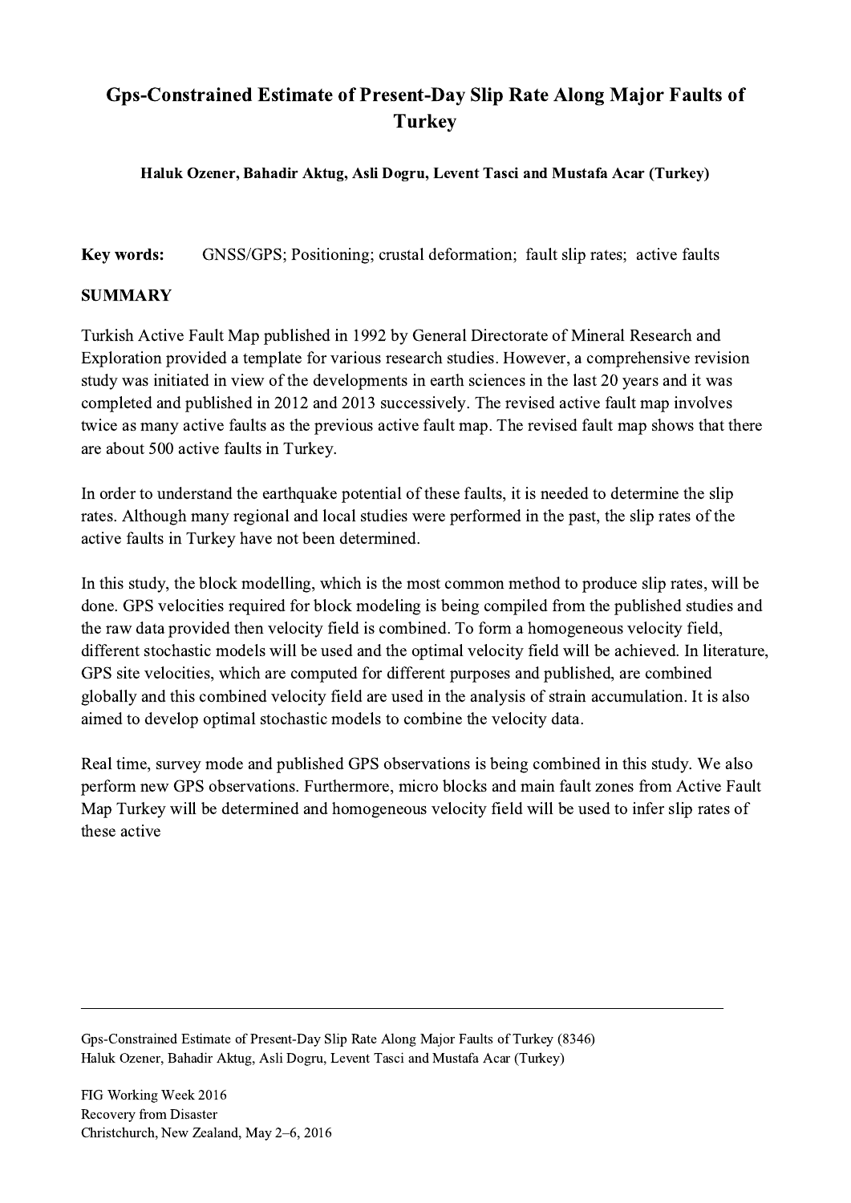# Gps-Constrained Estimate of Present-Day Slip Rate Along Major Faults of Turkey

**Haluk Ozener, Bahadir Aktug, Asli Dogru, Levent Tasci and Mustafa Acar (Turkey)**

**Key words:** GNSS/GPS; Positioning; crustal deformation; fault slip rates; active faults

## SUMMARY

Turkish Active Fault Map published in 1992 by General Directorate of Mineral Research and Exploration provided a template for various research studies. However, a comprehensive revision study was initiated in view of the developments in earth sciences in the last 20 years and it was completed and published in 2012 and 2013 successively. The revised active fault map involves twice as many active faults as the previous active fault map. The revised fault map shows that there are about 500 active faults in Turkey.

In order to understand the earthquake potential of these faults, it is needed to determine the slip rates. Although many regional and local studies were performed in the past, the slip rates of the active faults in Turkey have not been determined.

In this study, the block modelling, which is the most common method to produce slip rates, will be done. GPS velocities required for block modeling is being compiled from the published studies and the raw data provided then velocity field is combined. To form a homogeneous velocity field, different stochastic models will be used and the optimal velocity field will be achieved. In literature, GPS site velocities, which are computed for different purposes and published, are combined globally and this combined velocity field are used in the analysis of strain accumulation. It is also aimed to develop optimal stochastic models to combine the velocity data.

Real time, survey mode and published GPS observations is being combined in this study. We also perform new GPS observations. Furthermore, micro blocks and main fault zones from Active Fault Map Turkey will be determined and homogeneous velocity field will be used to infer slip rates of these active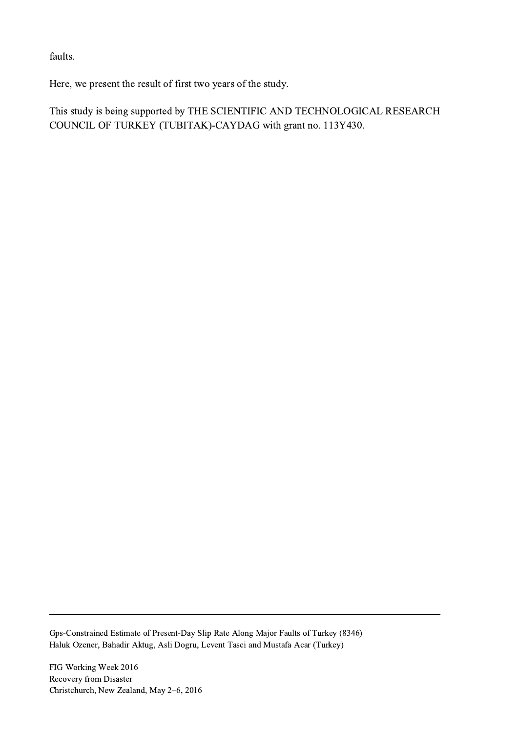faults.

Here, we present the result of first two years of the study.

This study is being supported by THE SCIENTIFIC AND TECHNOLOGICAL RESEARCH COUNCIL OF TURKEY (TUBITAK)-CAYDAG with grant no. 113Y430.